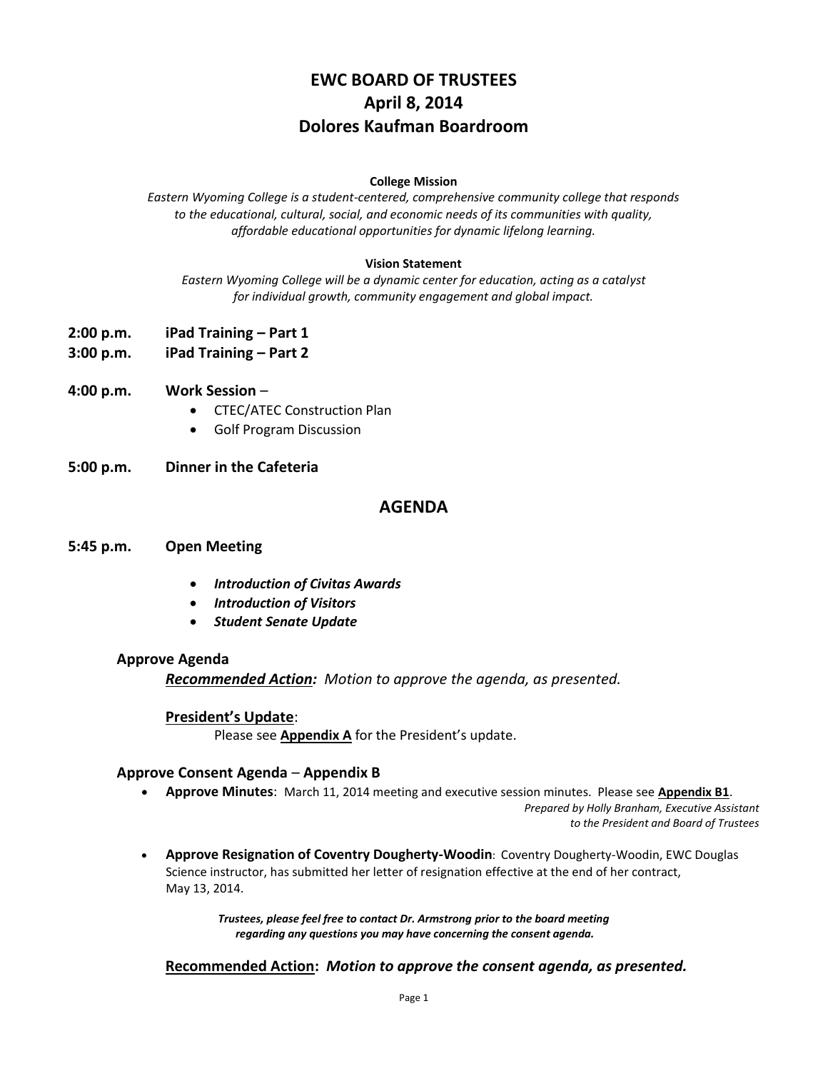# EWC BOARD OF TRUSTEES
## April 8, 2014
## Dolores Kaufman Boardroom

**College Mission**

*Eastern Wyoming College is a student-centered, comprehensive community college that responds to the educational, cultural, social, and economic needs of its communities with quality, affordable educational opportunities for dynamic lifelong learning.*

**Vision Statement**

*Eastern Wyoming College will be a dynamic center for education, acting as a catalyst for individual growth, community engagement and global impact.*

**2:00 p.m.** **iPad Training – Part 1**

**3:00 p.m.** **iPad Training – Part 2**

**4:00 p.m.** **Work Session** –

- CTEC/ATEC Construction Plan
- Golf Program Discussion

**5:00 p.m.** **Dinner in the Cafeteria**

## AGENDA

**5:45 p.m.** **Open Meeting**

- ***Introduction of Civitas Awards***
- ***Introduction of Visitors***
- ***Student Senate Update***

### Approve Agenda

***Recommended Action:*** *Motion to approve the agenda, as presented.*

**President's Update**:

Please see **Appendix A** for the President's update.

### Approve Consent Agenda – Appendix B

- **Approve Minutes**: March 11, 2014 meeting and executive session minutes. Please see **Appendix B1**.

  *Prepared by Holly Branham, Executive Assistant to the President and Board of Trustees*

- **Approve Resignation of Coventry Dougherty-Woodin**: Coventry Dougherty-Woodin, EWC Douglas Science instructor, has submitted her letter of resignation effective at the end of her contract, May 13, 2014.

***Trustees, please feel free to contact Dr. Armstrong prior to the board meeting regarding any questions you may have concerning the consent agenda.***

**Recommended Action:** ***Motion to approve the consent agenda, as presented.***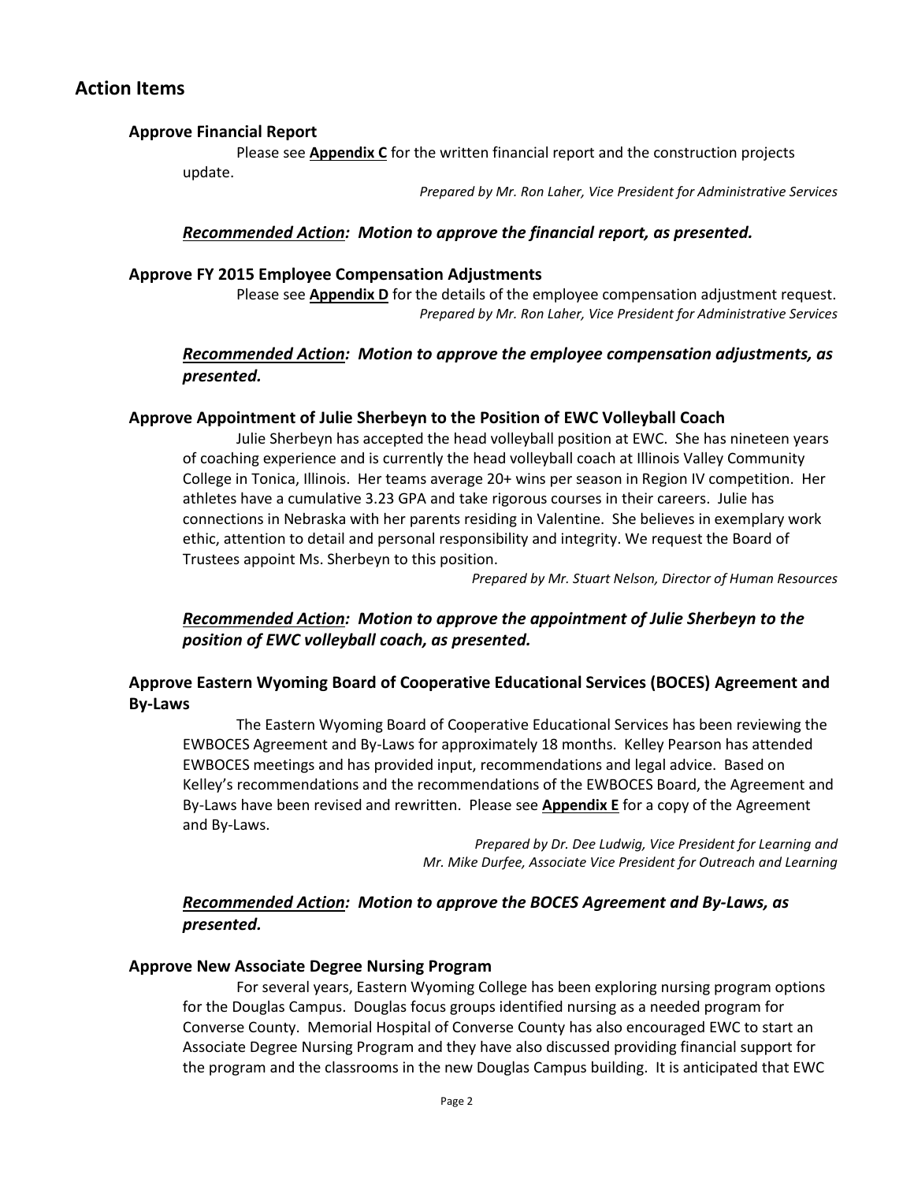## Action Items

### Approve Financial Report

Please see **Appendix C** for the written financial report and the construction projects update.

*Prepared by Mr. Ron Laher, Vice President for Administrative Services*

***Recommended Action: Motion to approve the financial report, as presented.***

### Approve FY 2015 Employee Compensation Adjustments

Please see **Appendix D** for the details of the employee compensation adjustment request.

*Prepared by Mr. Ron Laher, Vice President for Administrative Services*

***Recommended Action: Motion to approve the employee compensation adjustments, as presented.***

### Approve Appointment of Julie Sherbeyn to the Position of EWC Volleyball Coach

Julie Sherbeyn has accepted the head volleyball position at EWC. She has nineteen years of coaching experience and is currently the head volleyball coach at Illinois Valley Community College in Tonica, Illinois. Her teams average 20+ wins per season in Region IV competition. Her athletes have a cumulative 3.23 GPA and take rigorous courses in their careers. Julie has connections in Nebraska with her parents residing in Valentine. She believes in exemplary work ethic, attention to detail and personal responsibility and integrity. We request the Board of Trustees appoint Ms. Sherbeyn to this position.

*Prepared by Mr. Stuart Nelson, Director of Human Resources*

***Recommended Action: Motion to approve the appointment of Julie Sherbeyn to the position of EWC volleyball coach, as presented.***

### Approve Eastern Wyoming Board of Cooperative Educational Services (BOCES) Agreement and By-Laws

The Eastern Wyoming Board of Cooperative Educational Services has been reviewing the EWBOCES Agreement and By-Laws for approximately 18 months. Kelley Pearson has attended EWBOCES meetings and has provided input, recommendations and legal advice. Based on Kelley's recommendations and the recommendations of the EWBOCES Board, the Agreement and By-Laws have been revised and rewritten. Please see **Appendix E** for a copy of the Agreement and By-Laws.

*Prepared by Dr. Dee Ludwig, Vice President for Learning and Mr. Mike Durfee, Associate Vice President for Outreach and Learning*

***Recommended Action: Motion to approve the BOCES Agreement and By-Laws, as presented.***

### Approve New Associate Degree Nursing Program

For several years, Eastern Wyoming College has been exploring nursing program options for the Douglas Campus. Douglas focus groups identified nursing as a needed program for Converse County. Memorial Hospital of Converse County has also encouraged EWC to start an Associate Degree Nursing Program and they have also discussed providing financial support for the program and the classrooms in the new Douglas Campus building. It is anticipated that EWC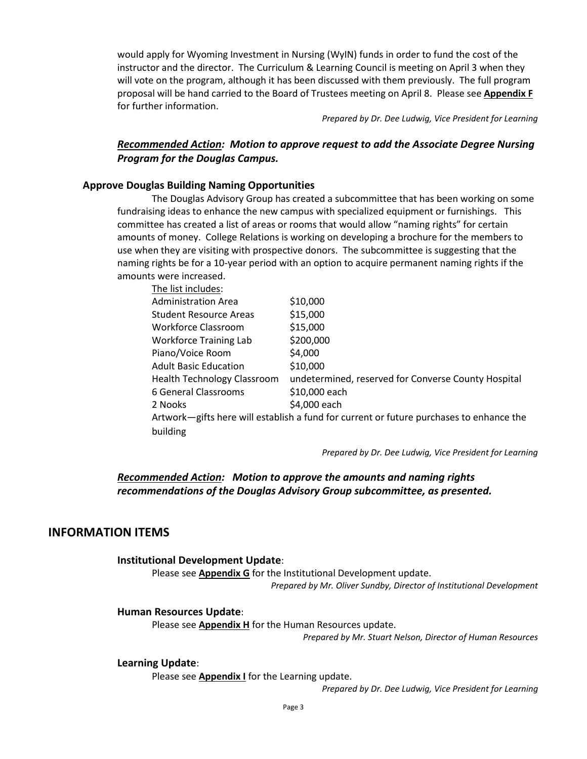would apply for Wyoming Investment in Nursing (WyIN) funds in order to fund the cost of the instructor and the director. The Curriculum & Learning Council is meeting on April 3 when they will vote on the program, although it has been discussed with them previously. The full program proposal will be hand carried to the Board of Trustees meeting on April 8. Please see **Appendix F** for further information.

*Prepared by Dr. Dee Ludwig, Vice President for Learning*

***Recommended Action:* *Motion to approve request to add the Associate Degree Nursing Program for the Douglas Campus.***

**Approve Douglas Building Naming Opportunities**

The Douglas Advisory Group has created a subcommittee that has been working on some fundraising ideas to enhance the new campus with specialized equipment or furnishings. This committee has created a list of areas or rooms that would allow "naming rights" for certain amounts of money. College Relations is working on developing a brochure for the members to use when they are visiting with prospective donors. The subcommittee is suggesting that the naming rights be for a 10-year period with an option to acquire permanent naming rights if the amounts were increased.

The list includes:

| | |
|---|---|
| Administration Area | $10,000 |
| Student Resource Areas | $15,000 |
| Workforce Classroom | $15,000 |
| Workforce Training Lab | $200,000 |
| Piano/Voice Room | $4,000 |
| Adult Basic Education | $10,000 |
| Health Technology Classroom | undetermined, reserved for Converse County Hospital |
| 6 General Classrooms | $10,000 each |
| 2 Nooks | $4,000 each |

Artwork—gifts here will establish a fund for current or future purchases to enhance the building

*Prepared by Dr. Dee Ludwig, Vice President for Learning*

***Recommended Action:* *Motion to approve the amounts and naming rights recommendations of the Douglas Advisory Group subcommittee, as presented.***

## INFORMATION ITEMS

**Institutional Development Update**:

Please see **Appendix G** for the Institutional Development update.

*Prepared by Mr. Oliver Sundby, Director of Institutional Development*

**Human Resources Update**:

Please see **Appendix H** for the Human Resources update.

*Prepared by Mr. Stuart Nelson, Director of Human Resources*

**Learning Update**:

Please see **Appendix I** for the Learning update.

*Prepared by Dr. Dee Ludwig, Vice President for Learning*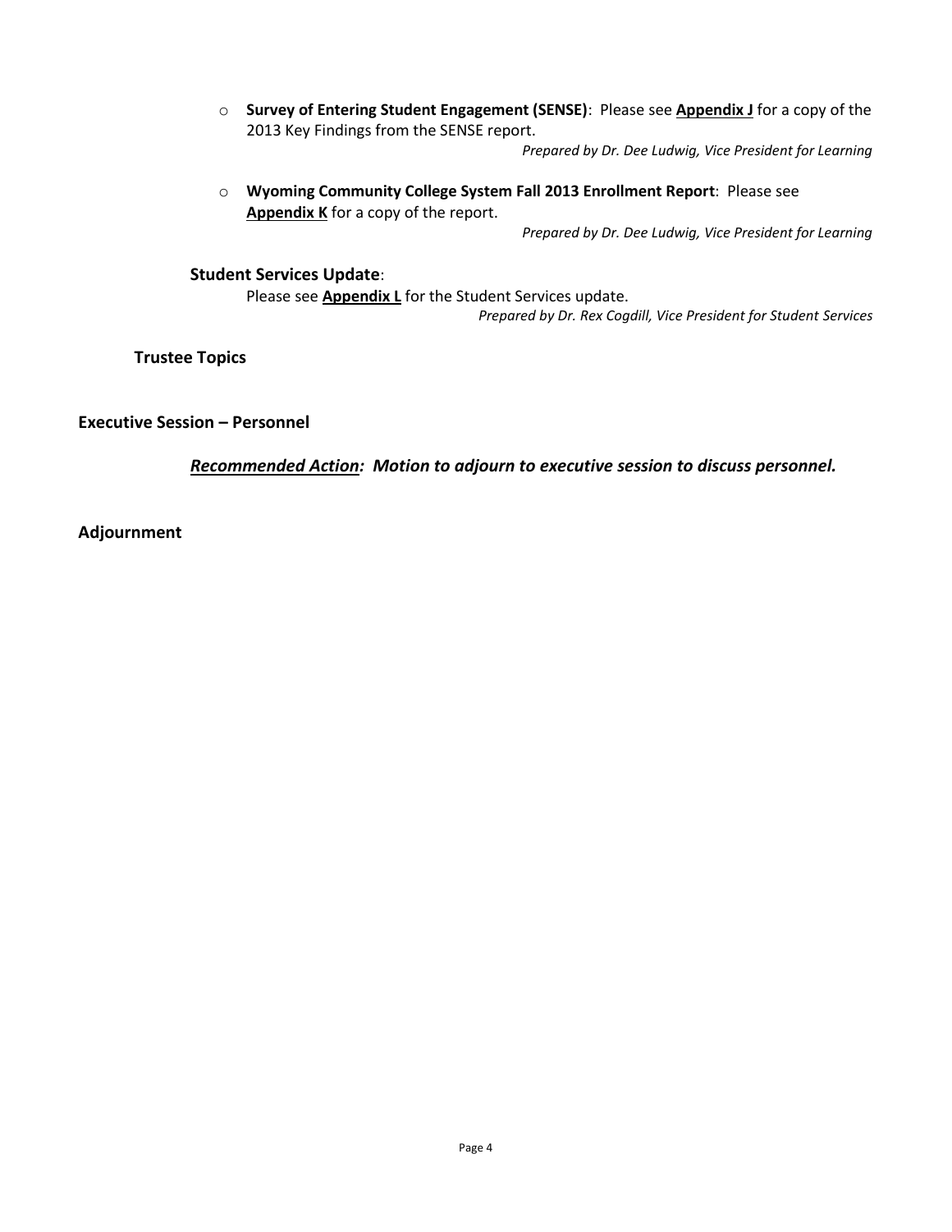- **Survey of Entering Student Engagement (SENSE)**: Please see **Appendix J** for a copy of the 2013 Key Findings from the SENSE report.

  *Prepared by Dr. Dee Ludwig, Vice President for Learning*

- **Wyoming Community College System Fall 2013 Enrollment Report**: Please see **Appendix K** for a copy of the report.

  *Prepared by Dr. Dee Ludwig, Vice President for Learning*

**Student Services Update**:

Please see **Appendix L** for the Student Services update.

*Prepared by Dr. Rex Cogdill, Vice President for Student Services*

**Trustee Topics**

**Executive Session – Personnel**

***Recommended Action:** Motion to adjourn to executive session to discuss personnel.*

**Adjournment**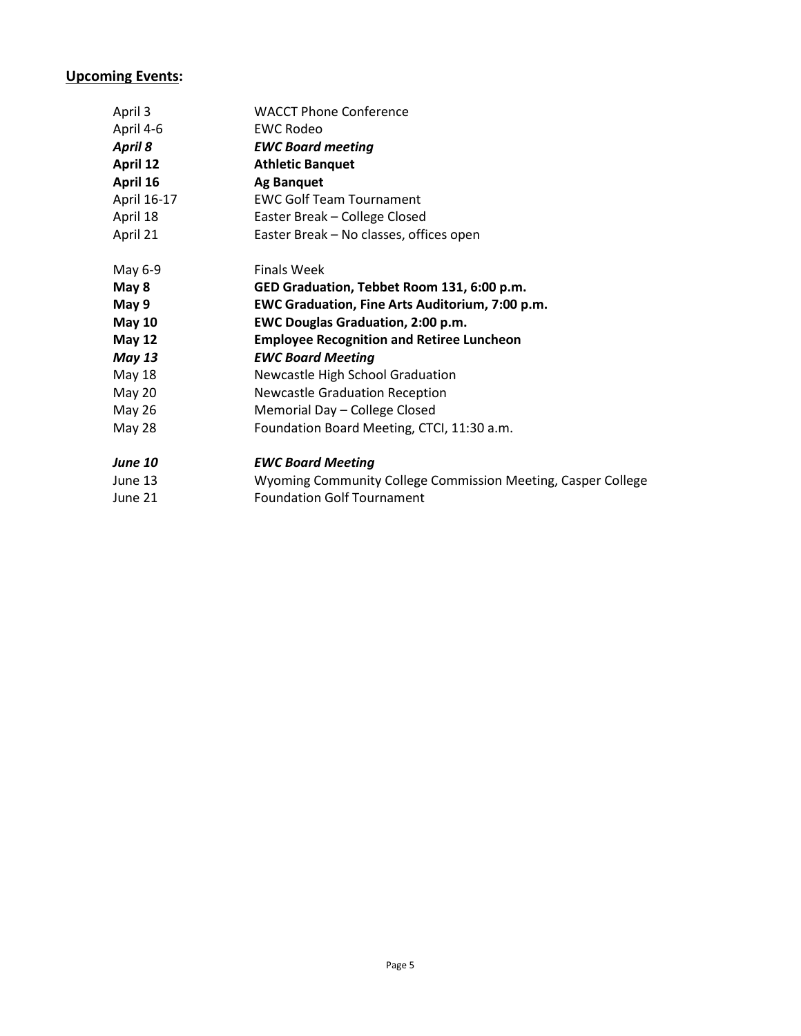**<u>Upcoming Events</u>:**

| | |
|---|---|
| April 3 | WACCT Phone Conference |
| April 4-6 | EWC Rodeo |
| ***April 8*** | ***EWC Board meeting*** |
| **April 12** | **Athletic Banquet** |
| **April 16** | **Ag Banquet** |
| April 16-17 | EWC Golf Team Tournament |
| April 18 | Easter Break – College Closed |
| April 21 | Easter Break – No classes, offices open |
| | |
| May 6-9 | Finals Week |
| **May 8** | **GED Graduation, Tebbet Room 131, 6:00 p.m.** |
| **May 9** | **EWC Graduation, Fine Arts Auditorium, 7:00 p.m.** |
| **May 10** | **EWC Douglas Graduation, 2:00 p.m.** |
| **May 12** | **Employee Recognition and Retiree Luncheon** |
| ***May 13*** | ***EWC Board Meeting*** |
| May 18 | Newcastle High School Graduation |
| May 20 | Newcastle Graduation Reception |
| May 26 | Memorial Day – College Closed |
| May 28 | Foundation Board Meeting, CTCI, 11:30 a.m. |
| | |
| ***June 10*** | ***EWC Board Meeting*** |
| June 13 | Wyoming Community College Commission Meeting, Casper College |
| June 21 | Foundation Golf Tournament |